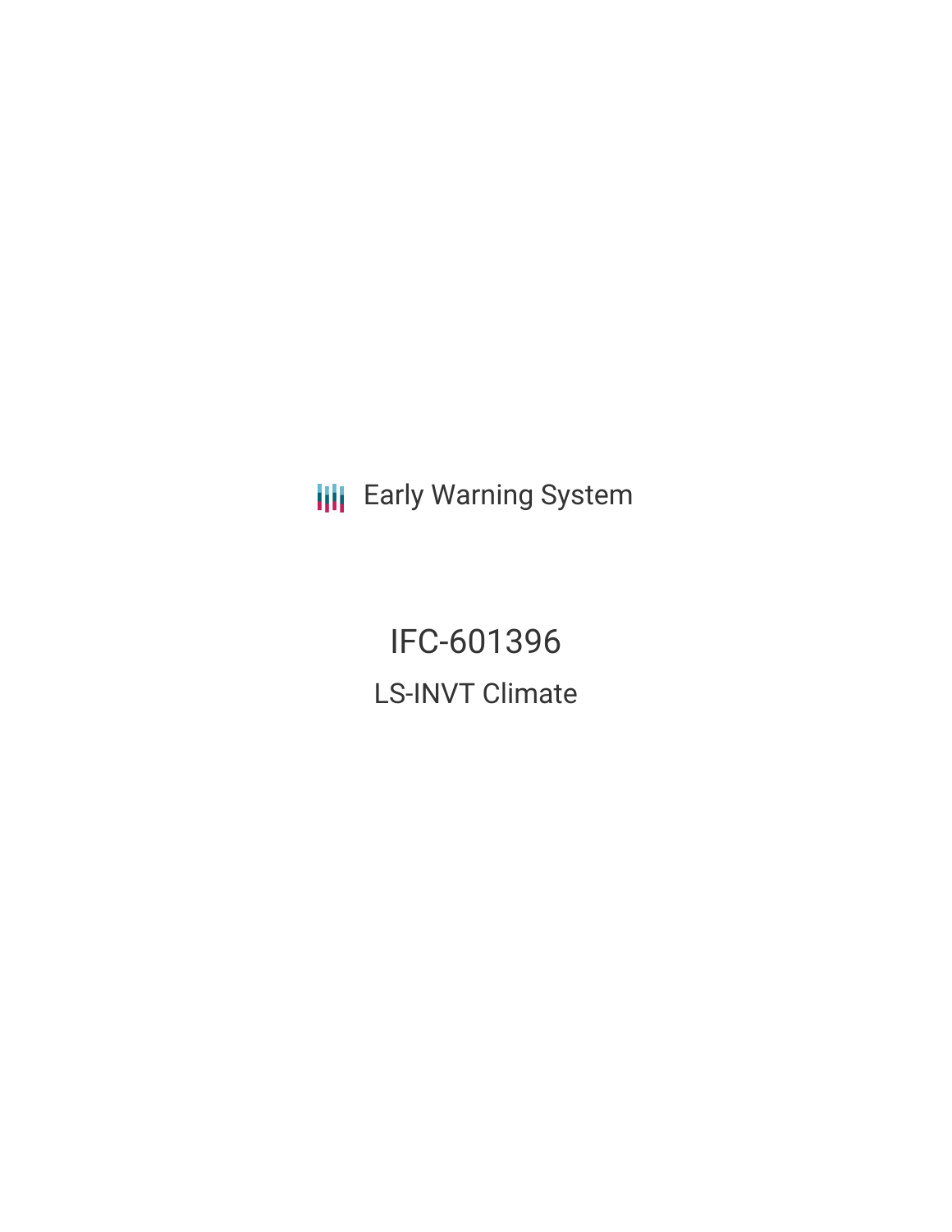Early Warning System

# IFC-601396

## LS-INVT Climate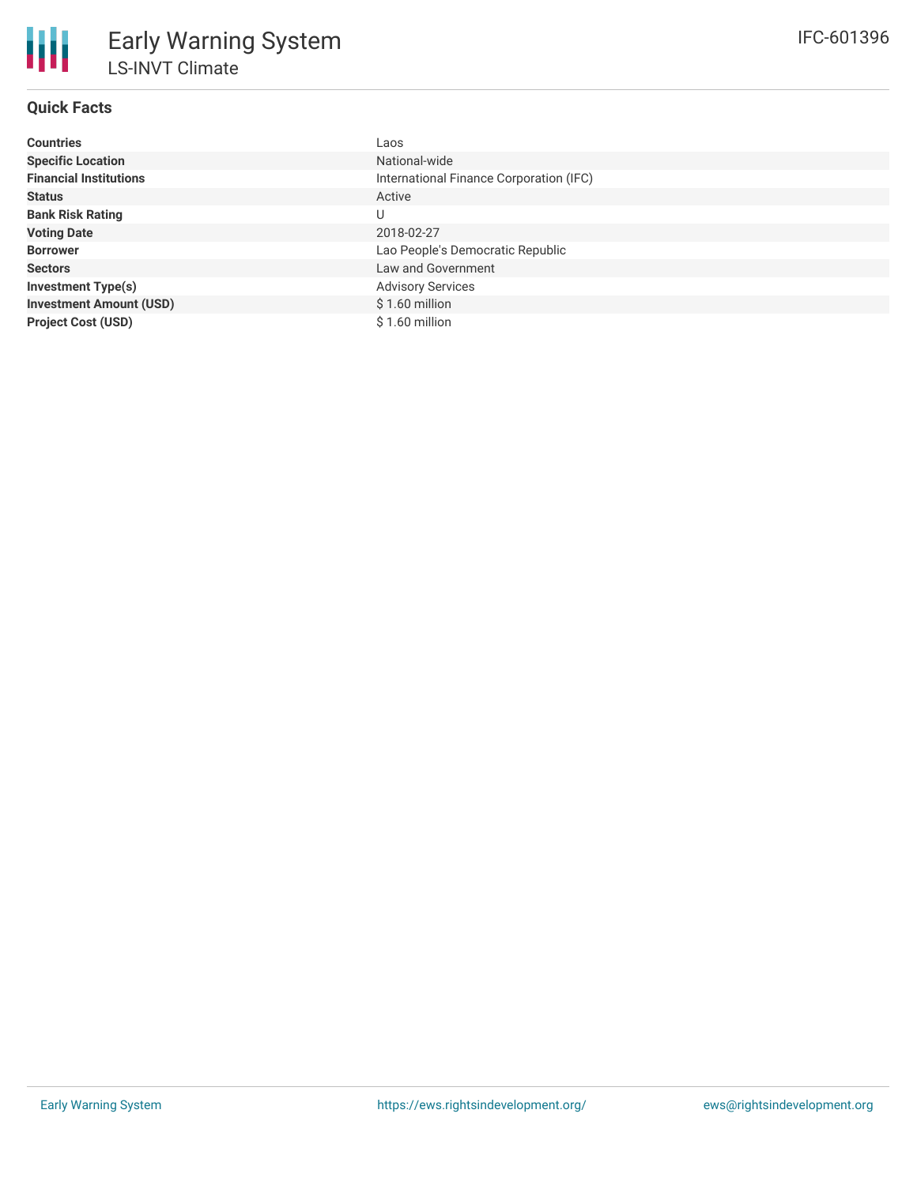# Early Warning System

## LS-INVT Climate

IFC-601396

### Quick Facts

| | |
|---|---|
| **Countries** | Laos |
| **Specific Location** | National-wide |
| **Financial Institutions** | International Finance Corporation (IFC) |
| **Status** | Active |
| **Bank Risk Rating** | U |
| **Voting Date** | 2018-02-27 |
| **Borrower** | Lao People's Democratic Republic |
| **Sectors** | Law and Government |
| **Investment Type(s)** | Advisory Services |
| **Investment Amount (USD)** | $ 1.60 million |
| **Project Cost (USD)** | $ 1.60 million |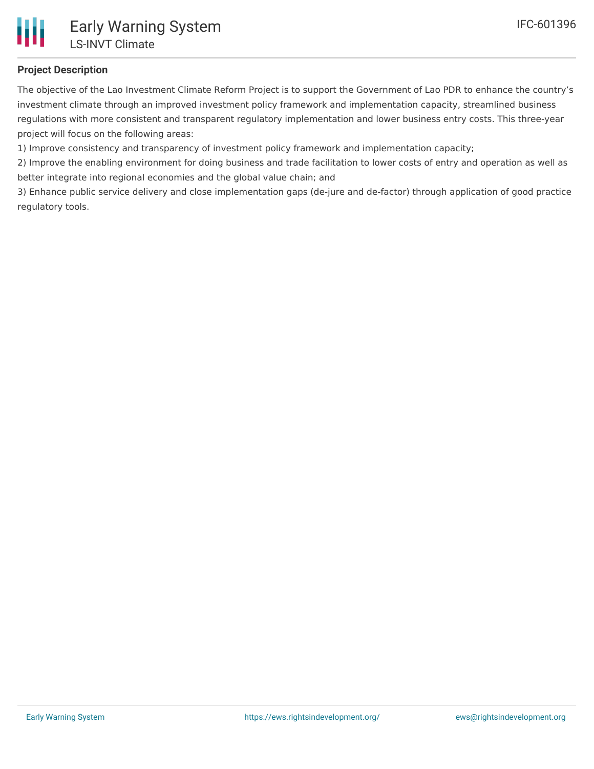## Project Description

The objective of the Lao Investment Climate Reform Project is to support the Government of Lao PDR to enhance the country's investment climate through an improved investment policy framework and implementation capacity, streamlined business regulations with more consistent and transparent regulatory implementation and lower business entry costs. This three-year project will focus on the following areas:

1) Improve consistency and transparency of investment policy framework and implementation capacity;

2) Improve the enabling environment for doing business and trade facilitation to lower costs of entry and operation as well as better integrate into regional economies and the global value chain; and

3) Enhance public service delivery and close implementation gaps (de-jure and de-factor) through application of good practice regulatory tools.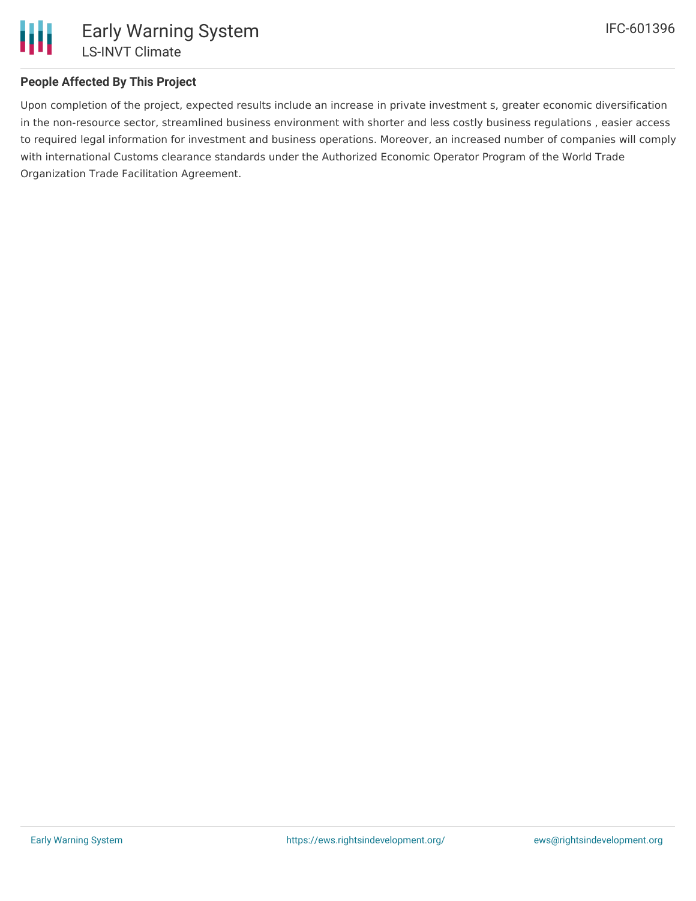## People Affected By This Project

Upon completion of the project, expected results include an increase in private investment s, greater economic diversification in the non-resource sector, streamlined business environment with shorter and less costly business regulations , easier access to required legal information for investment and business operations. Moreover, an increased number of companies will comply with international Customs clearance standards under the Authorized Economic Operator Program of the World Trade Organization Trade Facilitation Agreement.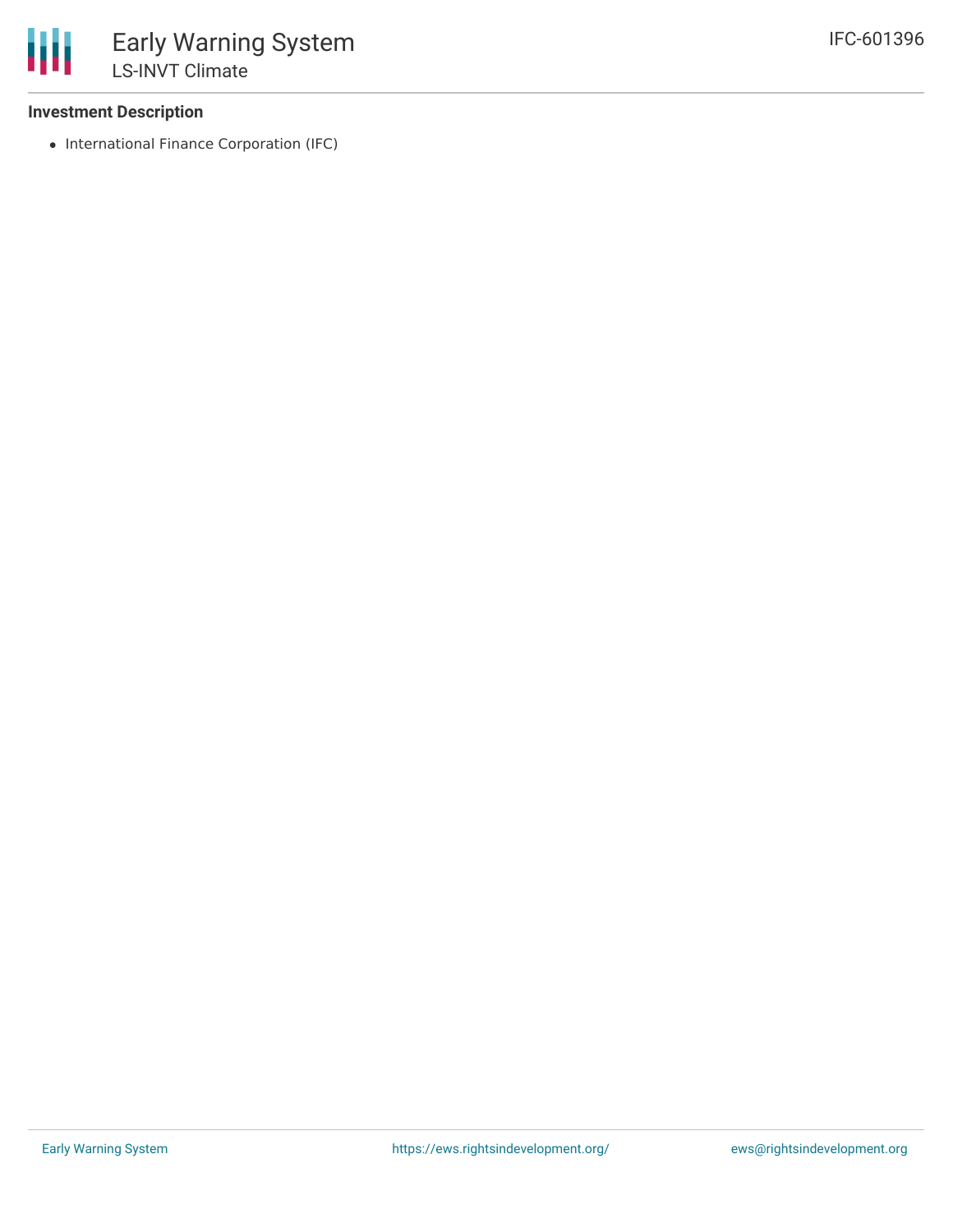### Investment Description

- International Finance Corporation (IFC)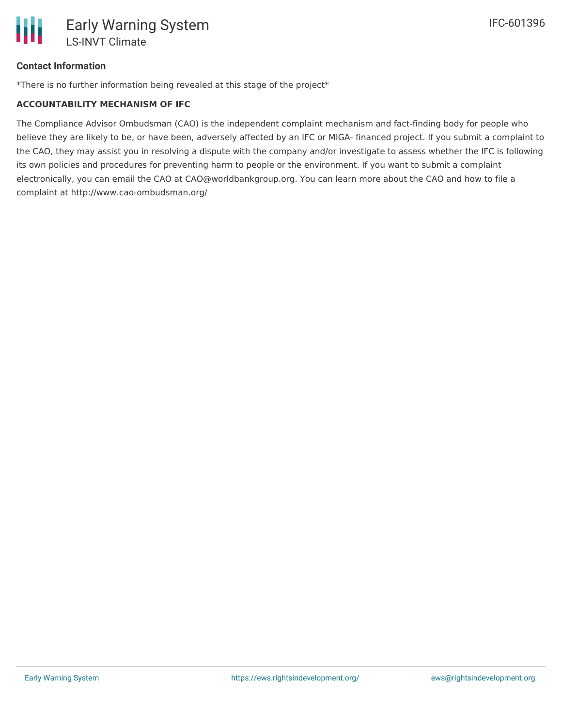## Contact Information

*There is no further information being revealed at this stage of the project*

**ACCOUNTABILITY MECHANISM OF IFC**

The Compliance Advisor Ombudsman (CAO) is the independent complaint mechanism and fact-finding body for people who believe they are likely to be, or have been, adversely affected by an IFC or MIGA- financed project. If you submit a complaint to the CAO, they may assist you in resolving a dispute with the company and/or investigate to assess whether the IFC is following its own policies and procedures for preventing harm to people or the environment. If you want to submit a complaint electronically, you can email the CAO at CAO@worldbankgroup.org. You can learn more about the CAO and how to file a complaint at http://www.cao-ombudsman.org/